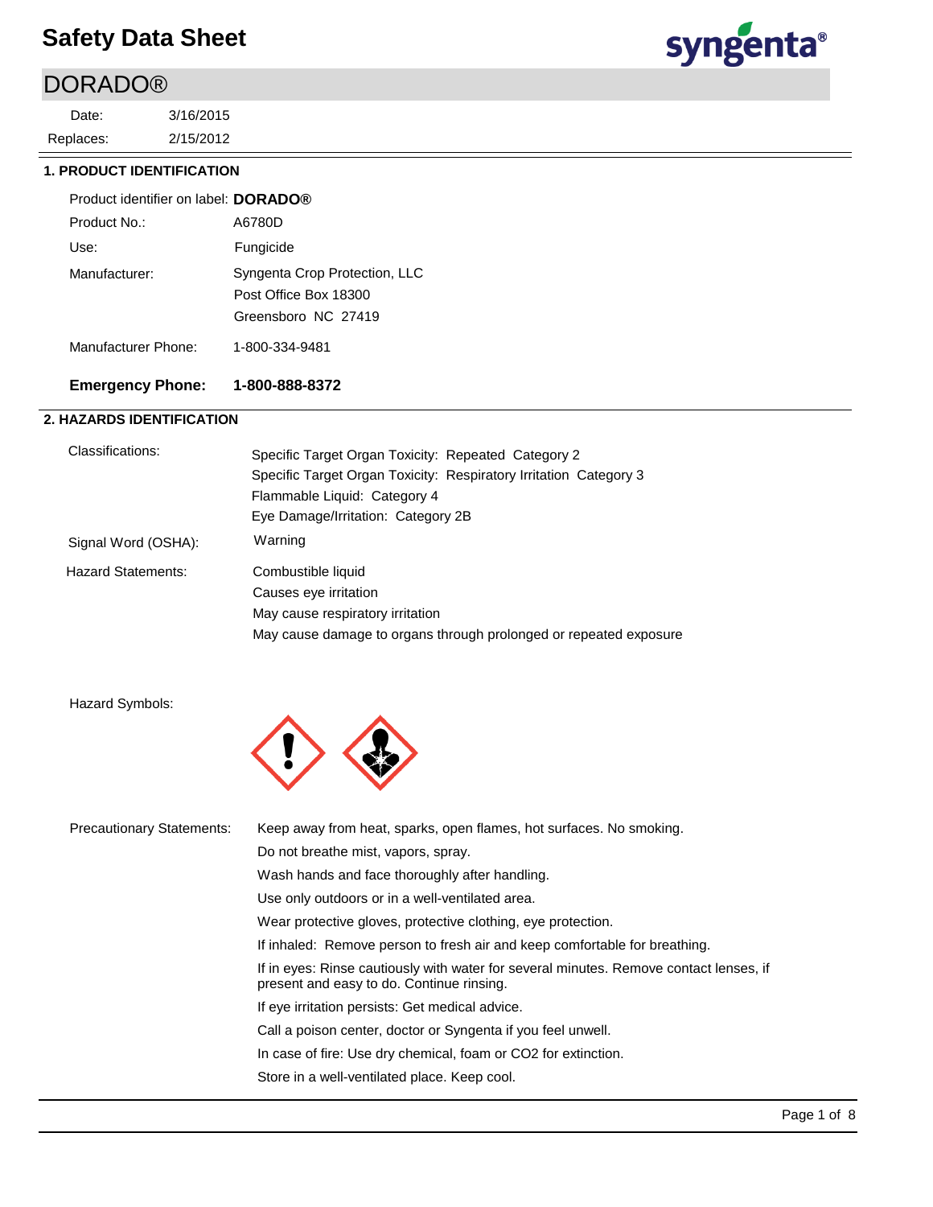# Safety Data Sheet

## DORADO®

Date: 3/16/2015

Replaces: 2/15/2012

### 1. PRODUCT IDENTIFICATION

Product identifier on label: **DORADO®**

Product No.: A6780D

Use: Fungicide

Manufacturer: Syngenta Crop Protection, LLC
Post Office Box 18300
Greensboro NC 27419

Manufacturer Phone: 1-800-334-9481

**Emergency Phone: 1-800-888-8372**

### 2. HAZARDS IDENTIFICATION

Classifications:
Specific Target Organ Toxicity: Repeated Category 2
Specific Target Organ Toxicity: Respiratory Irritation Category 3
Flammable Liquid: Category 4
Eye Damage/Irritation: Category 2B

Signal Word (OSHA): Warning

Hazard Statements:
Combustible liquid
Causes eye irritation
May cause respiratory irritation
May cause damage to organs through prolonged or repeated exposure

Hazard Symbols:

Precautionary Statements:
Keep away from heat, sparks, open flames, hot surfaces. No smoking.
Do not breathe mist, vapors, spray.
Wash hands and face thoroughly after handling.
Use only outdoors or in a well-ventilated area.
Wear protective gloves, protective clothing, eye protection.
If inhaled: Remove person to fresh air and keep comfortable for breathing.
If in eyes: Rinse cautiously with water for several minutes. Remove contact lenses, if present and easy to do. Continue rinsing.
If eye irritation persists: Get medical advice.
Call a poison center, doctor or Syngenta if you feel unwell.
In case of fire: Use dry chemical, foam or CO2 for extinction.
Store in a well-ventilated place. Keep cool.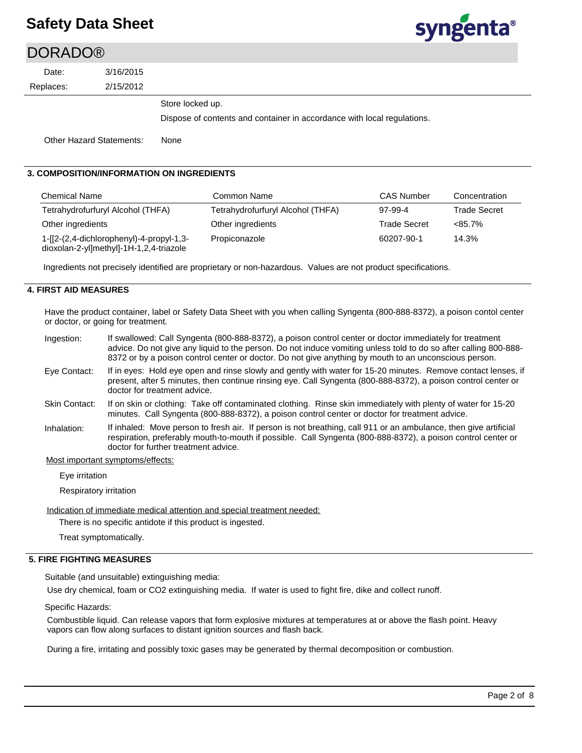Store locked up.

Dispose of contents and container in accordance with local regulations.

Other Hazard Statements: None

## 3. COMPOSITION/INFORMATION ON INGREDIENTS

| Chemical Name | Common Name | CAS Number | Concentration |
|---|---|---|---|
| Tetrahydrofurfuryl Alcohol (THFA) | Tetrahydrofurfuryl Alcohol (THFA) | 97-99-4 | Trade Secret |
| Other ingredients | Other ingredients | Trade Secret | <85.7% |
| 1-[[2-(2,4-dichlorophenyl)-4-propyl-1,3-dioxolan-2-yl]methyl]-1H-1,2,4-triazole | Propiconazole | 60207-90-1 | 14.3% |

Ingredients not precisely identified are proprietary or non-hazardous. Values are not product specifications.

## 4. FIRST AID MEASURES

Have the product container, label or Safety Data Sheet with you when calling Syngenta (800-888-8372), a poison contol center or doctor, or going for treatment.

Ingestion: If swallowed: Call Syngenta (800-888-8372), a poison control center or doctor immediately for treatment advice. Do not give any liquid to the person. Do not induce vomiting unless told to do so after calling 800-888-8372 or by a poison control center or doctor. Do not give anything by mouth to an unconscious person.

Eye Contact: If in eyes: Hold eye open and rinse slowly and gently with water for 15-20 minutes. Remove contact lenses, if present, after 5 minutes, then continue rinsing eye. Call Syngenta (800-888-8372), a poison control center or doctor for treatment advice.

Skin Contact: If on skin or clothing: Take off contaminated clothing. Rinse skin immediately with plenty of water for 15-20 minutes. Call Syngenta (800-888-8372), a poison control center or doctor for treatment advice.

Inhalation: If inhaled: Move person to fresh air. If person is not breathing, call 911 or an ambulance, then give artificial respiration, preferably mouth-to-mouth if possible. Call Syngenta (800-888-8372), a poison control center or doctor for further treatment advice.

Most important symptoms/effects:

Eye irritation

Respiratory irritation

Indication of immediate medical attention and special treatment needed:

There is no specific antidote if this product is ingested.

Treat symptomatically.

## 5. FIRE FIGHTING MEASURES

Suitable (and unsuitable) extinguishing media:

Use dry chemical, foam or CO2 extinguishing media. If water is used to fight fire, dike and collect runoff.

Specific Hazards:

Combustible liquid. Can release vapors that form explosive mixtures at temperatures at or above the flash point. Heavy vapors can flow along surfaces to distant ignition sources and flash back.

During a fire, irritating and possibly toxic gases may be generated by thermal decomposition or combustion.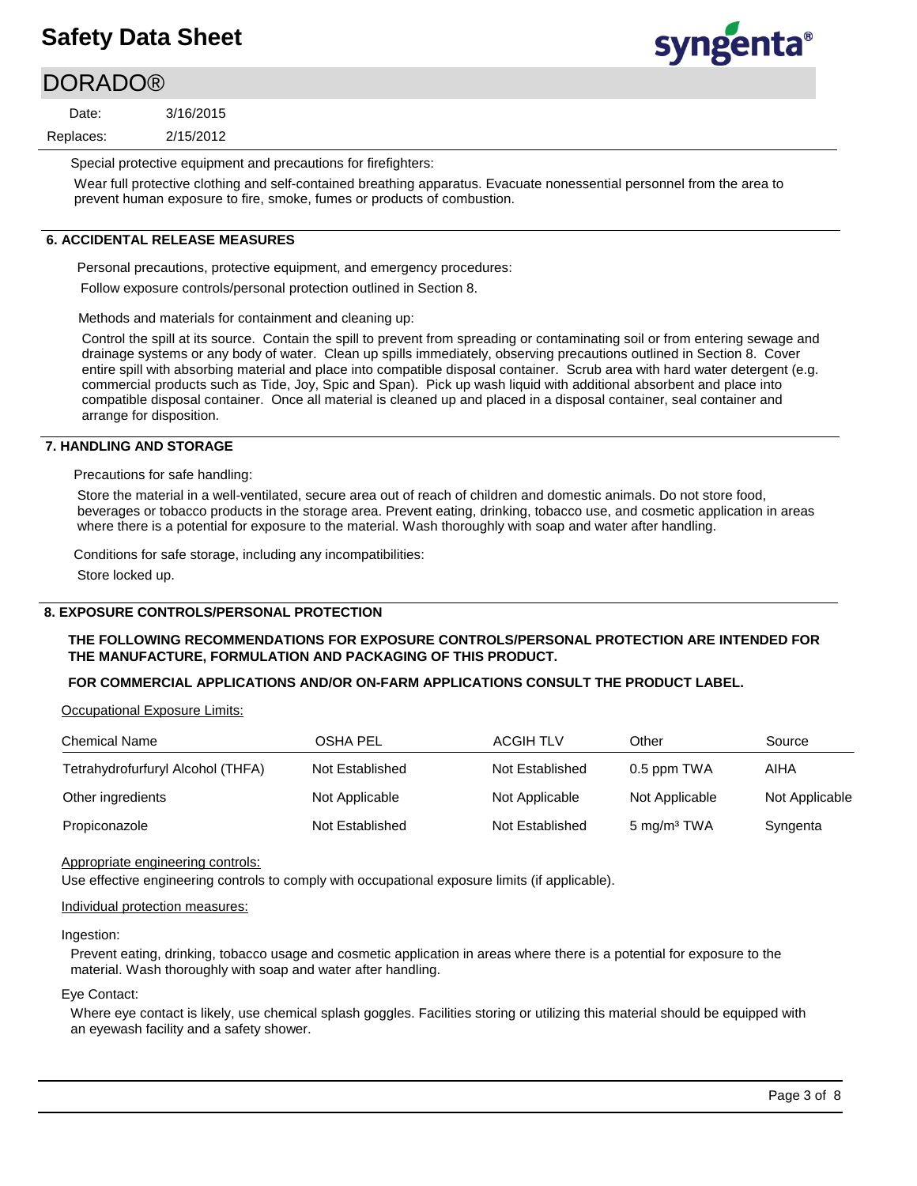Special protective equipment and precautions for firefighters:

Wear full protective clothing and self-contained breathing apparatus. Evacuate nonessential personnel from the area to prevent human exposure to fire, smoke, fumes or products of combustion.

## 6. ACCIDENTAL RELEASE MEASURES

Personal precautions, protective equipment, and emergency procedures:

Follow exposure controls/personal protection outlined in Section 8.

Methods and materials for containment and cleaning up:

Control the spill at its source. Contain the spill to prevent from spreading or contaminating soil or from entering sewage and drainage systems or any body of water. Clean up spills immediately, observing precautions outlined in Section 8. Cover entire spill with absorbing material and place into compatible disposal container. Scrub area with hard water detergent (e.g. commercial products such as Tide, Joy, Spic and Span). Pick up wash liquid with additional absorbent and place into compatible disposal container. Once all material is cleaned up and placed in a disposal container, seal container and arrange for disposition.

## 7. HANDLING AND STORAGE

Precautions for safe handling:

Store the material in a well-ventilated, secure area out of reach of children and domestic animals. Do not store food, beverages or tobacco products in the storage area. Prevent eating, drinking, tobacco use, and cosmetic application in areas where there is a potential for exposure to the material. Wash thoroughly with soap and water after handling.

Conditions for safe storage, including any incompatibilities:

Store locked up.

## 8. EXPOSURE CONTROLS/PERSONAL PROTECTION

**THE FOLLOWING RECOMMENDATIONS FOR EXPOSURE CONTROLS/PERSONAL PROTECTION ARE INTENDED FOR THE MANUFACTURE, FORMULATION AND PACKAGING OF THIS PRODUCT.**

**FOR COMMERCIAL APPLICATIONS AND/OR ON-FARM APPLICATIONS CONSULT THE PRODUCT LABEL.**

Occupational Exposure Limits:

| Chemical Name | OSHA PEL | ACGIH TLV | Other | Source |
|---|---|---|---|---|
| Tetrahydrofurfuryl Alcohol (THFA) | Not Established | Not Established | 0.5 ppm TWA | AIHA |
| Other ingredients | Not Applicable | Not Applicable | Not Applicable | Not Applicable |
| Propiconazole | Not Established | Not Established | 5 $mg/m^3$ TWA | Syngenta |

Appropriate engineering controls:

Use effective engineering controls to comply with occupational exposure limits (if applicable).

Individual protection measures:

Ingestion:

Prevent eating, drinking, tobacco usage and cosmetic application in areas where there is a potential for exposure to the material. Wash thoroughly with soap and water after handling.

Eye Contact:

Where eye contact is likely, use chemical splash goggles. Facilities storing or utilizing this material should be equipped with an eyewash facility and a safety shower.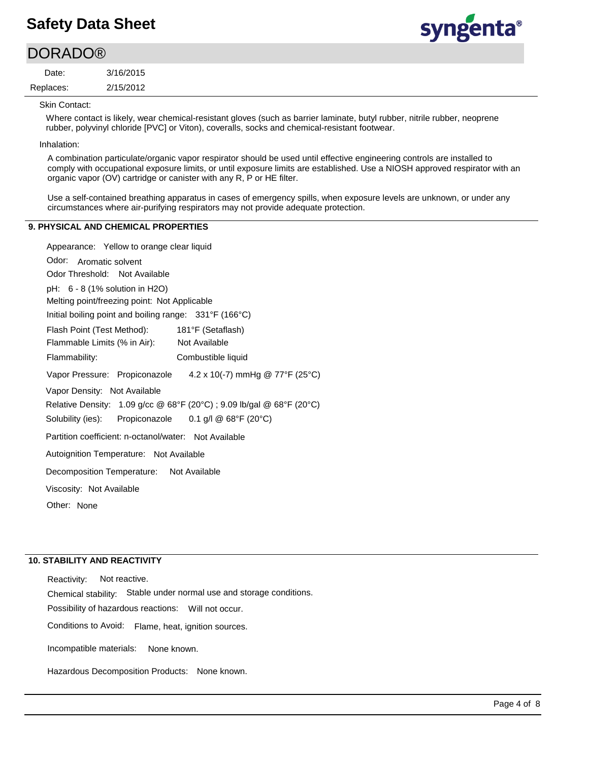Skin Contact:

Where contact is likely, wear chemical-resistant gloves (such as barrier laminate, butyl rubber, nitrile rubber, neoprene rubber, polyvinyl chloride [PVC] or Viton), coveralls, socks and chemical-resistant footwear.

Inhalation:

A combination particulate/organic vapor respirator should be used until effective engineering controls are installed to comply with occupational exposure limits, or until exposure limits are established. Use a NIOSH approved respirator with an organic vapor (OV) cartridge or canister with any R, P or HE filter.

Use a self-contained breathing apparatus in cases of emergency spills, when exposure levels are unknown, or under any circumstances where air-purifying respirators may not provide adequate protection.

## 9. PHYSICAL AND CHEMICAL PROPERTIES

Appearance: Yellow to orange clear liquid

Odor: Aromatic solvent

Odor Threshold: Not Available

pH: 6 - 8 (1% solution in $H_2O$)

Melting point/freezing point: Not Applicable

Initial boiling point and boiling range: 331°F (166°C)

Flash Point (Test Method): 181°F (Setaflash)

Flammable Limits (% in Air): Not Available

Flammability: Combustible liquid

Vapor Pressure: Propiconazole $4.2 \times 10^{-7}$ mmHg @ 77°F (25°C)

Vapor Density: Not Available

Relative Density: 1.09 g/cc @ 68°F (20°C) ; 9.09 lb/gal @ 68°F (20°C)

Solubility (ies): Propiconazole 0.1 g/l @ 68°F (20°C)

Partition coefficient: n-octanol/water: Not Available

Autoignition Temperature: Not Available

Decomposition Temperature: Not Available

Viscosity: Not Available

Other: None

## 10. STABILITY AND REACTIVITY

Reactivity: Not reactive.

Chemical stability: Stable under normal use and storage conditions.

Possibility of hazardous reactions: Will not occur.

Conditions to Avoid: Flame, heat, ignition sources.

Incompatible materials: None known.

Hazardous Decomposition Products: None known.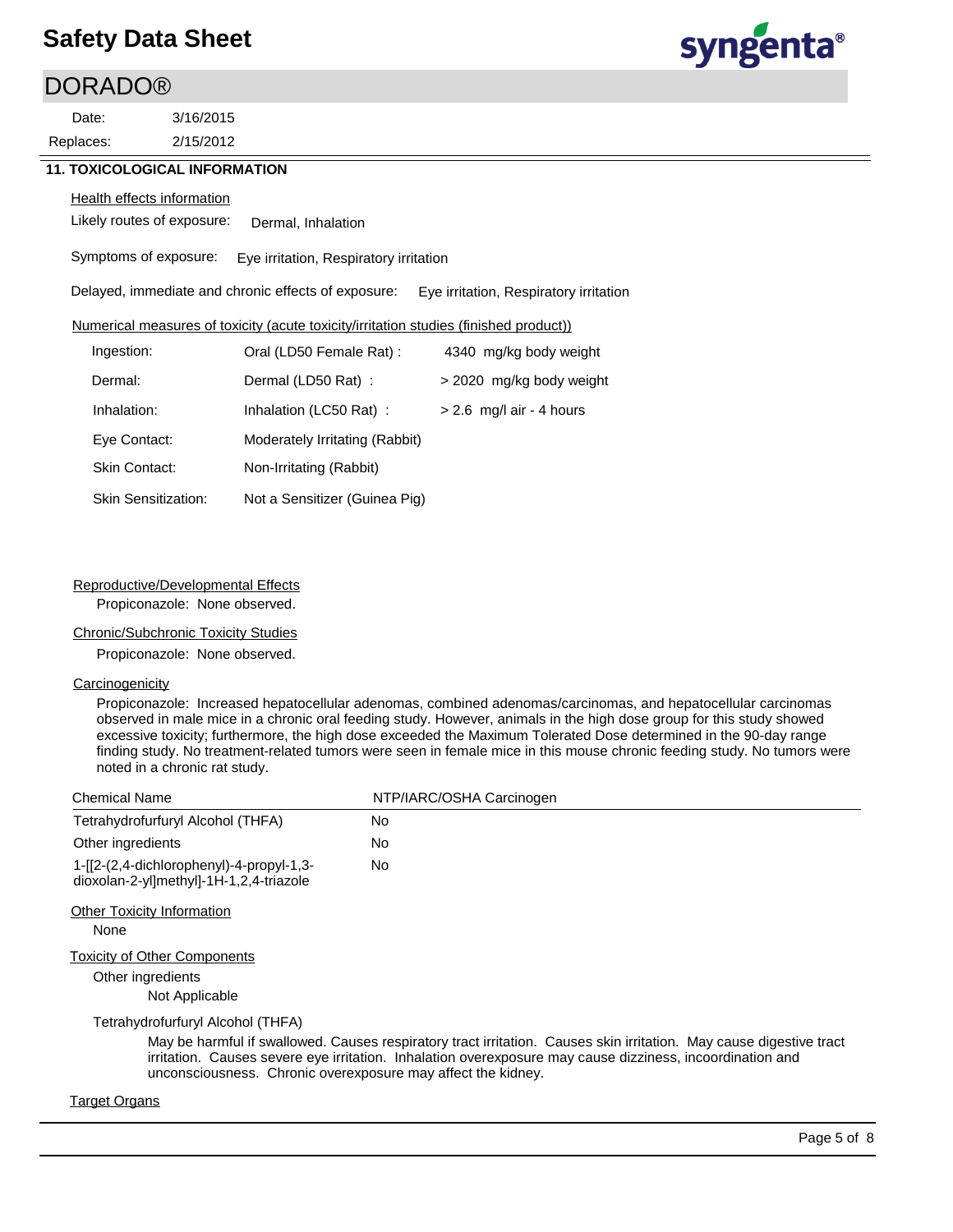## 11. TOXICOLOGICAL INFORMATION

Health effects information

Likely routes of exposure: Dermal, Inhalation

Symptoms of exposure: Eye irritation, Respiratory irritation

Delayed, immediate and chronic effects of exposure: Eye irritation, Respiratory irritation

Numerical measures of toxicity (acute toxicity/irritation studies (finished product))

| | | |
|---|---|---|
| Ingestion: | Oral (LD50 Female Rat) : | 4340 mg/kg body weight |
| Dermal: | Dermal (LD50 Rat) : | > 2020 mg/kg body weight |
| Inhalation: | Inhalation (LC50 Rat) : | > 2.6 mg/l air - 4 hours |
| Eye Contact: | Moderately Irritating (Rabbit) | |
| Skin Contact: | Non-Irritating (Rabbit) | |
| Skin Sensitization: | Not a Sensitizer (Guinea Pig) | |

Reproductive/Developmental Effects

Propiconazole: None observed.

Chronic/Subchronic Toxicity Studies

Propiconazole: None observed.

Carcinogenicity

Propiconazole: Increased hepatocellular adenomas, combined adenomas/carcinomas, and hepatocellular carcinomas observed in male mice in a chronic oral feeding study. However, animals in the high dose group for this study showed excessive toxicity; furthermore, the high dose exceeded the Maximum Tolerated Dose determined in the 90-day range finding study. No treatment-related tumors were seen in female mice in this mouse chronic feeding study. No tumors were noted in a chronic rat study.

| Chemical Name | NTP/IARC/OSHA Carcinogen |
|---|---|
| Tetrahydrofurfuryl Alcohol (THFA) | No |
| Other ingredients | No |
| 1-[[2-(2,4-dichlorophenyl)-4-propyl-1,3-dioxolan-2-yl]methyl]-1H-1,2,4-triazole | No |

Other Toxicity Information

None

Toxicity of Other Components

Other ingredients

Not Applicable

Tetrahydrofurfuryl Alcohol (THFA)

May be harmful if swallowed. Causes respiratory tract irritation. Causes skin irritation. May cause digestive tract irritation. Causes severe eye irritation. Inhalation overexposure may cause dizziness, incoordination and unconsciousness. Chronic overexposure may affect the kidney.

Target Organs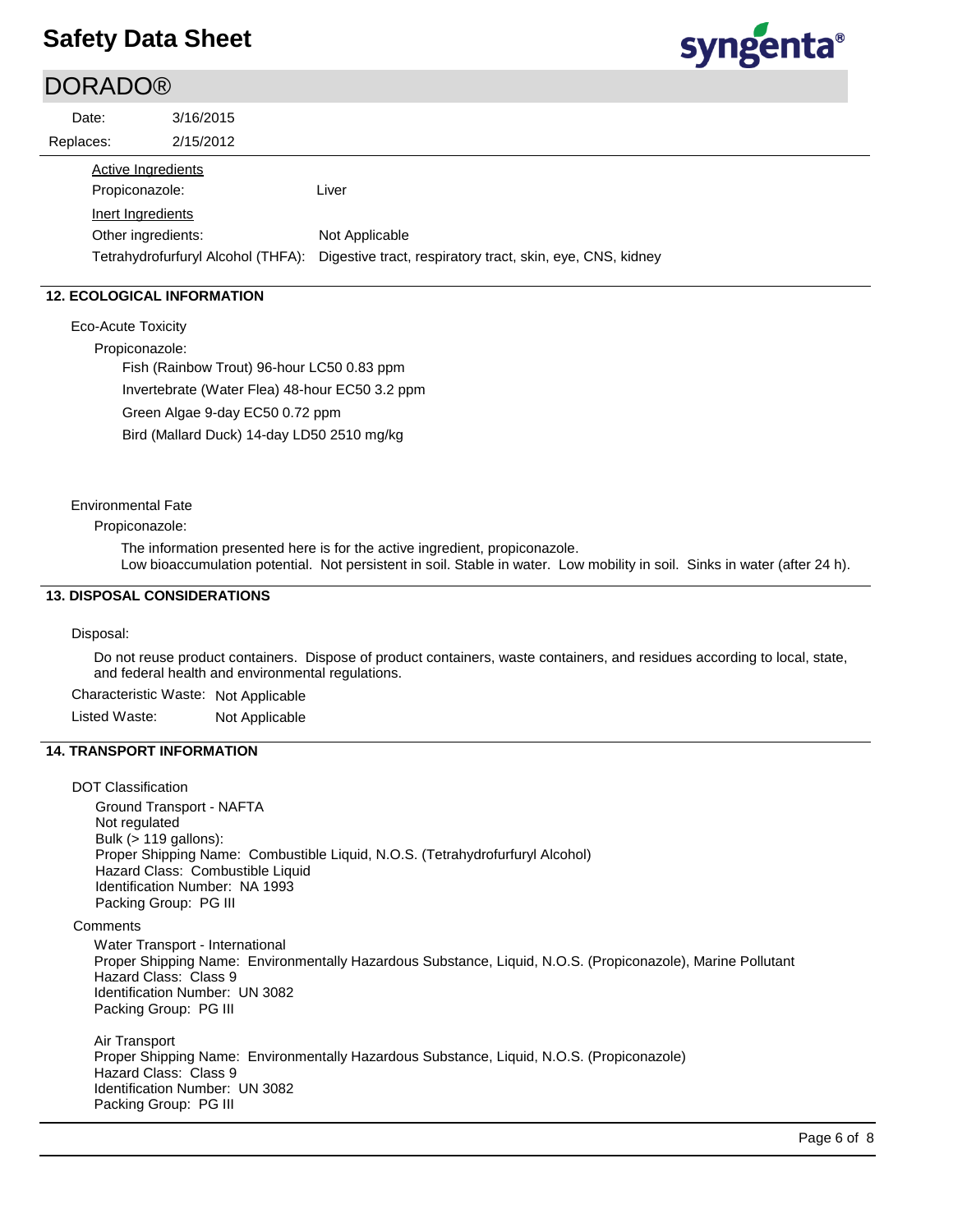Active Ingredients

| | |
|---|---|
| Propiconazole: | Liver |

Inert Ingredients

| | |
|---|---|
| Other ingredients: | Not Applicable |
| Tetrahydrofurfuryl Alcohol (THFA): | Digestive tract, respiratory tract, skin, eye, CNS, kidney |

## 12. ECOLOGICAL INFORMATION

Eco-Acute Toxicity

Propiconazole:

Fish (Rainbow Trout) 96-hour LC50 0.83 ppm

Invertebrate (Water Flea) 48-hour EC50 3.2 ppm

Green Algae 9-day EC50 0.72 ppm

Bird (Mallard Duck) 14-day LD50 2510 mg/kg

Environmental Fate

Propiconazole:

The information presented here is for the active ingredient, propiconazole.
Low bioaccumulation potential. Not persistent in soil. Stable in water. Low mobility in soil. Sinks in water (after 24 h).

## 13. DISPOSAL CONSIDERATIONS

Disposal:

Do not reuse product containers. Dispose of product containers, waste containers, and residues according to local, state, and federal health and environmental regulations.

Characteristic Waste: Not Applicable

Listed Waste: Not Applicable

## 14. TRANSPORT INFORMATION

DOT Classification

Ground Transport - NAFTA
Not regulated
Bulk (> 119 gallons):
Proper Shipping Name: Combustible Liquid, N.O.S. (Tetrahydrofurfuryl Alcohol)
Hazard Class: Combustible Liquid
Identification Number: NA 1993
Packing Group: PG III

Comments

Water Transport - International
Proper Shipping Name: Environmentally Hazardous Substance, Liquid, N.O.S. (Propiconazole), Marine Pollutant
Hazard Class: Class 9
Identification Number: UN 3082
Packing Group: PG III

Air Transport
Proper Shipping Name: Environmentally Hazardous Substance, Liquid, N.O.S. (Propiconazole)
Hazard Class: Class 9
Identification Number: UN 3082
Packing Group: PG III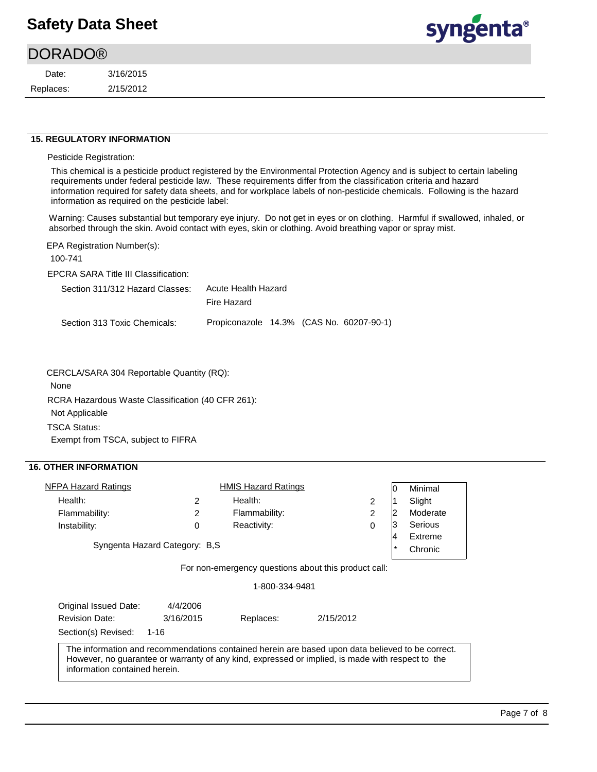## 15. REGULATORY INFORMATION

Pesticide Registration:

This chemical is a pesticide product registered by the Environmental Protection Agency and is subject to certain labeling requirements under federal pesticide law. These requirements differ from the classification criteria and hazard information required for safety data sheets, and for workplace labels of non-pesticide chemicals. Following is the hazard information as required on the pesticide label:

Warning: Causes substantial but temporary eye injury. Do not get in eyes or on clothing. Harmful if swallowed, inhaled, or absorbed through the skin. Avoid contact with eyes, skin or clothing. Avoid breathing vapor or spray mist.

EPA Registration Number(s):

100-741

EPCRA SARA Title III Classification:

Section 311/312 Hazard Classes: Acute Health Hazard
Fire Hazard

Section 313 Toxic Chemicals: Propiconazole 14.3% (CAS No. 60207-90-1)

CERCLA/SARA 304 Reportable Quantity (RQ):

None

RCRA Hazardous Waste Classification (40 CFR 261):

Not Applicable

TSCA Status:

Exempt from TSCA, subject to FIFRA

## 16. OTHER INFORMATION

| NFPA Hazard Ratings | | HMIS Hazard Ratings | |
|---|---|---|---|
| Health: | 2 | Health: | 2 |
| Flammability: | 2 | Flammability: | 2 |
| Instability: | 0 | Reactivity: | 0 |

| | |
|---|---|
| 0 | Minimal |
| 1 | Slight |
| 2 | Moderate |
| 3 | Serious |
| 4 | Extreme |
| * | Chronic |

Syngenta Hazard Category: B,S

For non-emergency questions about this product call:

1-800-334-9481

Original Issued Date: 4/4/2006
Revision Date: 3/16/2015 Replaces: 2/15/2012
Section(s) Revised: 1-16

The information and recommendations contained herein are based upon data believed to be correct. However, no guarantee or warranty of any kind, expressed or implied, is made with respect to the information contained herein.